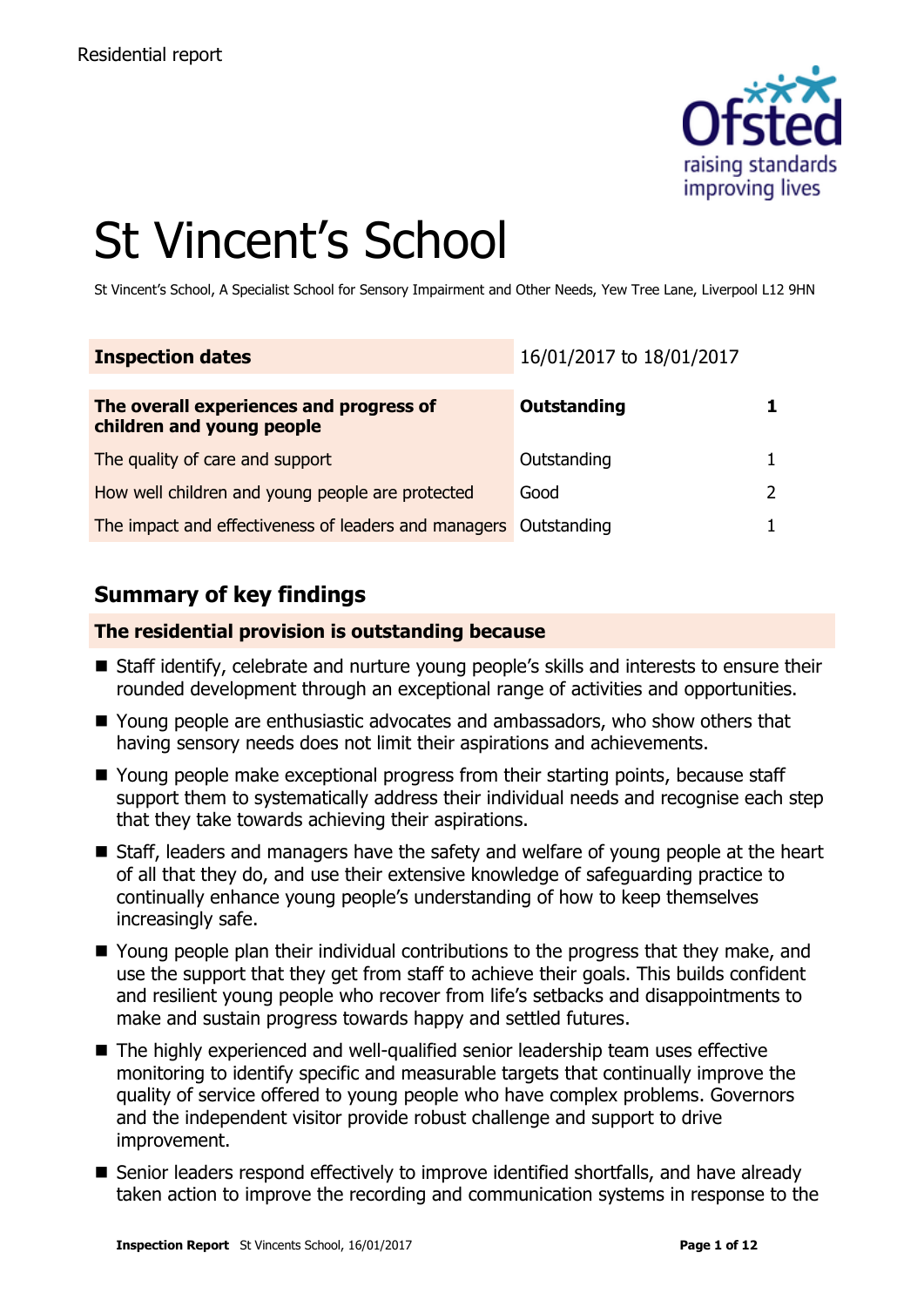Residential report

# St Vincent's School

St Vincent's School, A Specialist School for Sensory Impairment and Other Needs, Yew Tree Lane, Liverpool L12 9HN

| **Inspection dates** | 16/01/2017 to 18/01/2017 | |
|---|---|---|
| **The overall experiences and progress of children and young people** | **Outstanding** | **1** |
| The quality of care and support | Outstanding | 1 |
| How well children and young people are protected | Good | 2 |
| The impact and effectiveness of leaders and managers | Outstanding | 1 |

## Summary of key findings

### The residential provision is outstanding because

- Staff identify, celebrate and nurture young people's skills and interests to ensure their rounded development through an exceptional range of activities and opportunities.
- Young people are enthusiastic advocates and ambassadors, who show others that having sensory needs does not limit their aspirations and achievements.
- Young people make exceptional progress from their starting points, because staff support them to systematically address their individual needs and recognise each step that they take towards achieving their aspirations.
- Staff, leaders and managers have the safety and welfare of young people at the heart of all that they do, and use their extensive knowledge of safeguarding practice to continually enhance young people's understanding of how to keep themselves increasingly safe.
- Young people plan their individual contributions to the progress that they make, and use the support that they get from staff to achieve their goals. This builds confident and resilient young people who recover from life's setbacks and disappointments to make and sustain progress towards happy and settled futures.
- The highly experienced and well-qualified senior leadership team uses effective monitoring to identify specific and measurable targets that continually improve the quality of service offered to young people who have complex problems. Governors and the independent visitor provide robust challenge and support to drive improvement.
- Senior leaders respond effectively to improve identified shortfalls, and have already taken action to improve the recording and communication systems in response to the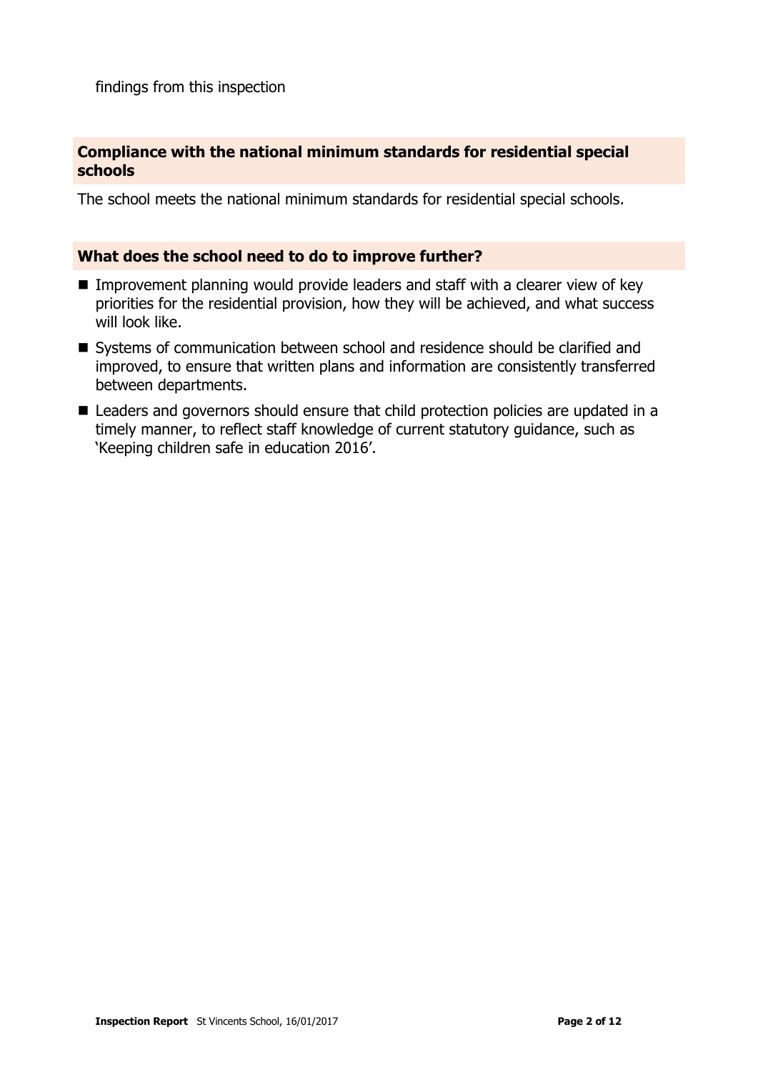findings from this inspection

## Compliance with the national minimum standards for residential special schools

The school meets the national minimum standards for residential special schools.

## What does the school need to do to improve further?

- Improvement planning would provide leaders and staff with a clearer view of key priorities for the residential provision, how they will be achieved, and what success will look like.
- Systems of communication between school and residence should be clarified and improved, to ensure that written plans and information are consistently transferred between departments.
- Leaders and governors should ensure that child protection policies are updated in a timely manner, to reflect staff knowledge of current statutory guidance, such as 'Keeping children safe in education 2016'.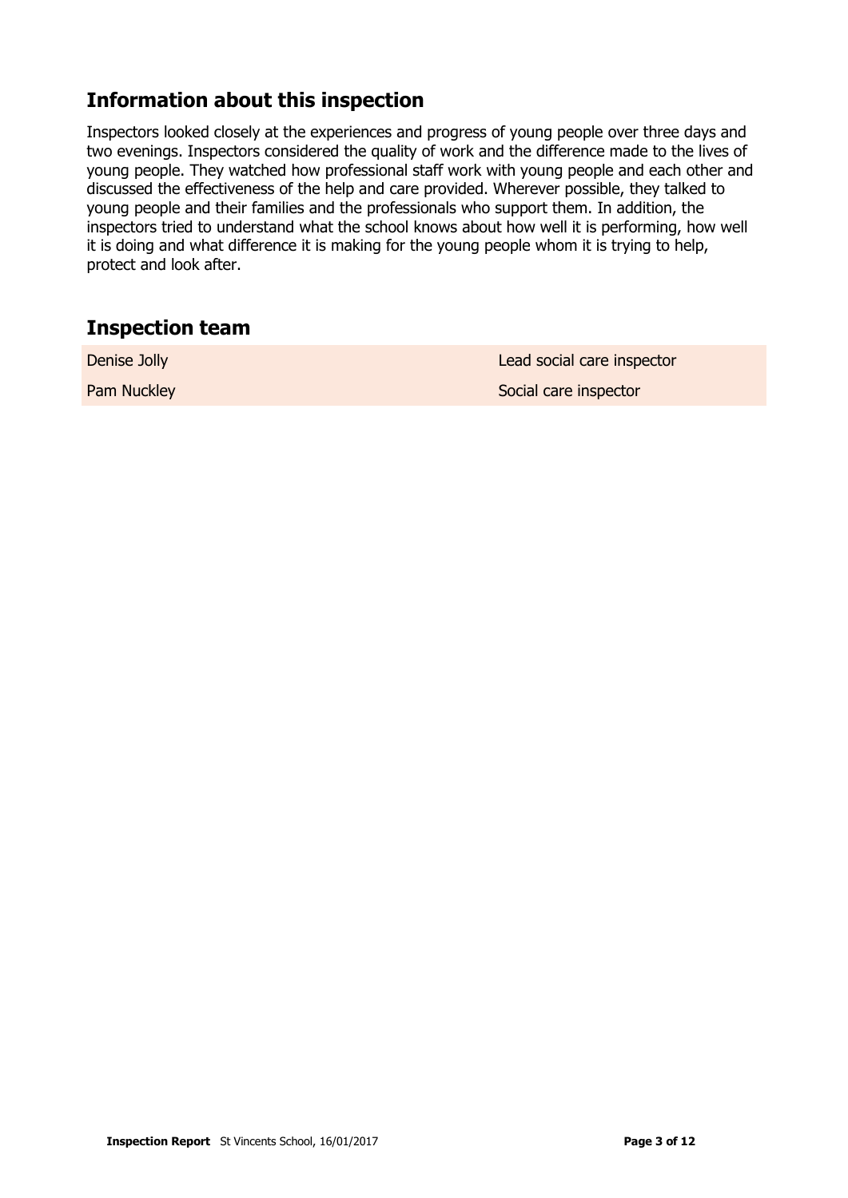## Information about this inspection

Inspectors looked closely at the experiences and progress of young people over three days and two evenings. Inspectors considered the quality of work and the difference made to the lives of young people. They watched how professional staff work with young people and each other and discussed the effectiveness of the help and care provided. Wherever possible, they talked to young people and their families and the professionals who support them. In addition, the inspectors tried to understand what the school knows about how well it is performing, how well it is doing and what difference it is making for the young people whom it is trying to help, protect and look after.

## Inspection team

| | |
|---|---|
| Denise Jolly | Lead social care inspector |
| Pam Nuckley | Social care inspector |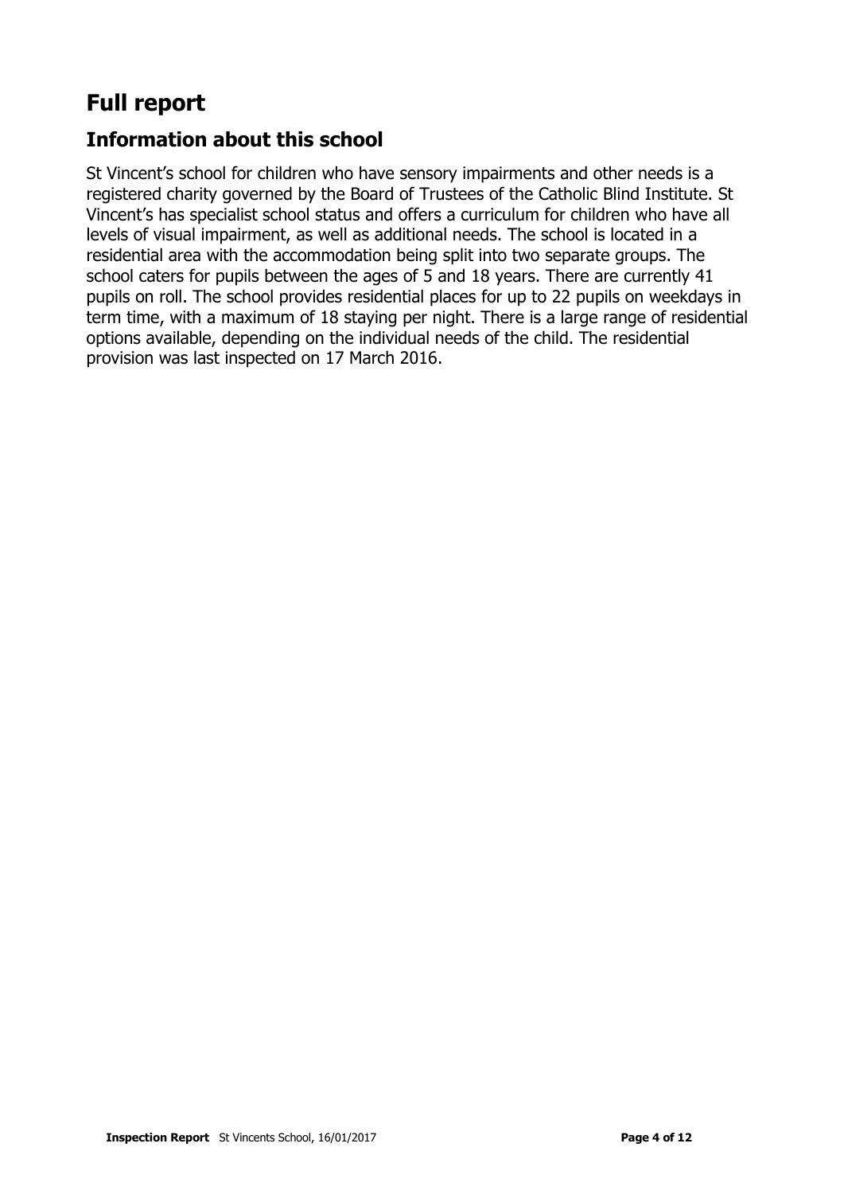# Full report

## Information about this school

St Vincent's school for children who have sensory impairments and other needs is a registered charity governed by the Board of Trustees of the Catholic Blind Institute. St Vincent's has specialist school status and offers a curriculum for children who have all levels of visual impairment, as well as additional needs. The school is located in a residential area with the accommodation being split into two separate groups. The school caters for pupils between the ages of 5 and 18 years. There are currently 41 pupils on roll. The school provides residential places for up to 22 pupils on weekdays in term time, with a maximum of 18 staying per night. There is a large range of residential options available, depending on the individual needs of the child. The residential provision was last inspected on 17 March 2016.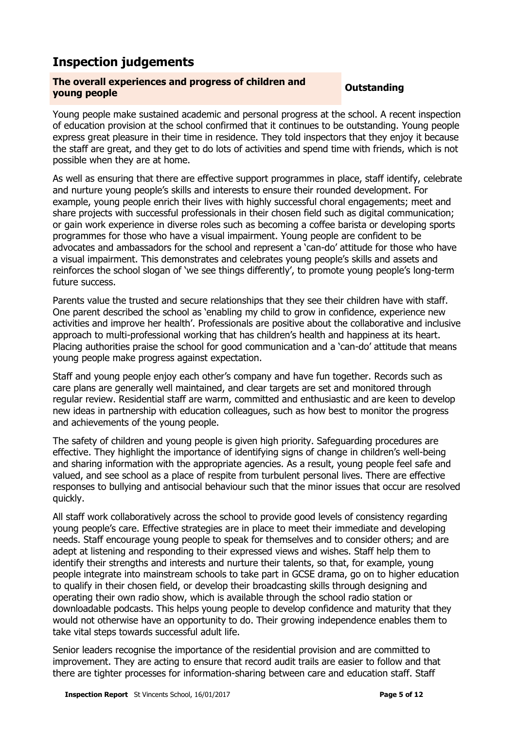## Inspection judgements

| The overall experiences and progress of children and young people | Outstanding |
|---|---|

Young people make sustained academic and personal progress at the school. A recent inspection of education provision at the school confirmed that it continues to be outstanding. Young people express great pleasure in their time in residence. They told inspectors that they enjoy it because the staff are great, and they get to do lots of activities and spend time with friends, which is not possible when they are at home.

As well as ensuring that there are effective support programmes in place, staff identify, celebrate and nurture young people's skills and interests to ensure their rounded development. For example, young people enrich their lives with highly successful choral engagements; meet and share projects with successful professionals in their chosen field such as digital communication; or gain work experience in diverse roles such as becoming a coffee barista or developing sports programmes for those who have a visual impairment. Young people are confident to be advocates and ambassadors for the school and represent a 'can-do' attitude for those who have a visual impairment. This demonstrates and celebrates young people's skills and assets and reinforces the school slogan of 'we see things differently', to promote young people's long-term future success.

Parents value the trusted and secure relationships that they see their children have with staff. One parent described the school as 'enabling my child to grow in confidence, experience new activities and improve her health'. Professionals are positive about the collaborative and inclusive approach to multi-professional working that has children's health and happiness at its heart. Placing authorities praise the school for good communication and a 'can-do' attitude that means young people make progress against expectation.

Staff and young people enjoy each other's company and have fun together. Records such as care plans are generally well maintained, and clear targets are set and monitored through regular review. Residential staff are warm, committed and enthusiastic and are keen to develop new ideas in partnership with education colleagues, such as how best to monitor the progress and achievements of the young people.

The safety of children and young people is given high priority. Safeguarding procedures are effective. They highlight the importance of identifying signs of change in children's well-being and sharing information with the appropriate agencies. As a result, young people feel safe and valued, and see school as a place of respite from turbulent personal lives. There are effective responses to bullying and antisocial behaviour such that the minor issues that occur are resolved quickly.

All staff work collaboratively across the school to provide good levels of consistency regarding young people's care. Effective strategies are in place to meet their immediate and developing needs. Staff encourage young people to speak for themselves and to consider others; and are adept at listening and responding to their expressed views and wishes. Staff help them to identify their strengths and interests and nurture their talents, so that, for example, young people integrate into mainstream schools to take part in GCSE drama, go on to higher education to qualify in their chosen field, or develop their broadcasting skills through designing and operating their own radio show, which is available through the school radio station or downloadable podcasts. This helps young people to develop confidence and maturity that they would not otherwise have an opportunity to do. Their growing independence enables them to take vital steps towards successful adult life.

Senior leaders recognise the importance of the residential provision and are committed to improvement. They are acting to ensure that record audit trails are easier to follow and that there are tighter processes for information-sharing between care and education staff. Staff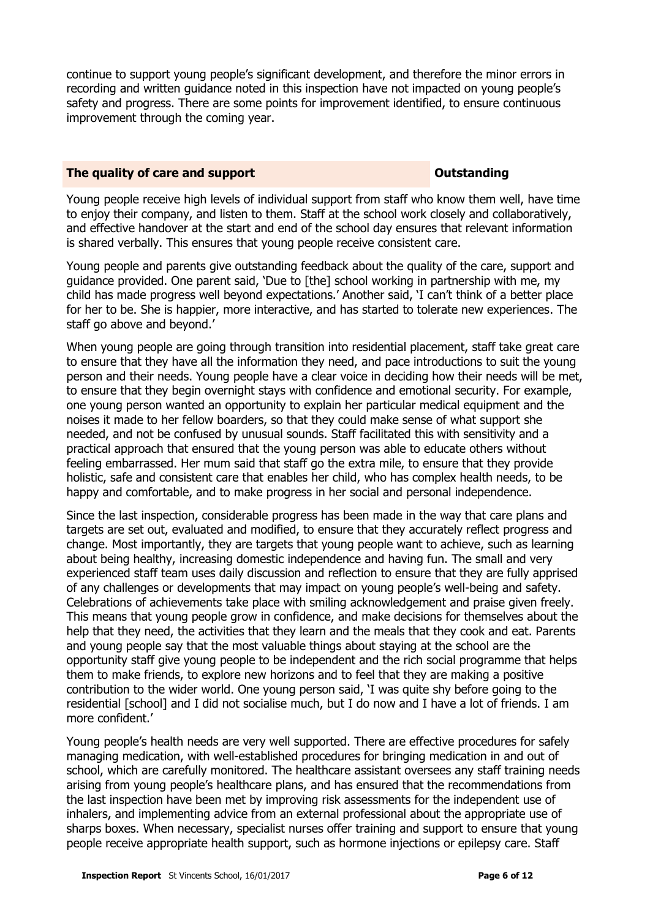continue to support young people's significant development, and therefore the minor errors in recording and written guidance noted in this inspection have not impacted on young people's safety and progress. There are some points for improvement identified, to ensure continuous improvement through the coming year.

| **The quality of care and support** | **Outstanding** |
|---|---|

Young people receive high levels of individual support from staff who know them well, have time to enjoy their company, and listen to them. Staff at the school work closely and collaboratively, and effective handover at the start and end of the school day ensures that relevant information is shared verbally. This ensures that young people receive consistent care.

Young people and parents give outstanding feedback about the quality of the care, support and guidance provided. One parent said, 'Due to [the] school working in partnership with me, my child has made progress well beyond expectations.' Another said, 'I can't think of a better place for her to be. She is happier, more interactive, and has started to tolerate new experiences. The staff go above and beyond.'

When young people are going through transition into residential placement, staff take great care to ensure that they have all the information they need, and pace introductions to suit the young person and their needs. Young people have a clear voice in deciding how their needs will be met, to ensure that they begin overnight stays with confidence and emotional security. For example, one young person wanted an opportunity to explain her particular medical equipment and the noises it made to her fellow boarders, so that they could make sense of what support she needed, and not be confused by unusual sounds. Staff facilitated this with sensitivity and a practical approach that ensured that the young person was able to educate others without feeling embarrassed. Her mum said that staff go the extra mile, to ensure that they provide holistic, safe and consistent care that enables her child, who has complex health needs, to be happy and comfortable, and to make progress in her social and personal independence.

Since the last inspection, considerable progress has been made in the way that care plans and targets are set out, evaluated and modified, to ensure that they accurately reflect progress and change. Most importantly, they are targets that young people want to achieve, such as learning about being healthy, increasing domestic independence and having fun. The small and very experienced staff team uses daily discussion and reflection to ensure that they are fully apprised of any challenges or developments that may impact on young people's well-being and safety. Celebrations of achievements take place with smiling acknowledgement and praise given freely. This means that young people grow in confidence, and make decisions for themselves about the help that they need, the activities that they learn and the meals that they cook and eat. Parents and young people say that the most valuable things about staying at the school are the opportunity staff give young people to be independent and the rich social programme that helps them to make friends, to explore new horizons and to feel that they are making a positive contribution to the wider world. One young person said, 'I was quite shy before going to the residential [school] and I did not socialise much, but I do now and I have a lot of friends. I am more confident.'

Young people's health needs are very well supported. There are effective procedures for safely managing medication, with well-established procedures for bringing medication in and out of school, which are carefully monitored. The healthcare assistant oversees any staff training needs arising from young people's healthcare plans, and has ensured that the recommendations from the last inspection have been met by improving risk assessments for the independent use of inhalers, and implementing advice from an external professional about the appropriate use of sharps boxes. When necessary, specialist nurses offer training and support to ensure that young people receive appropriate health support, such as hormone injections or epilepsy care. Staff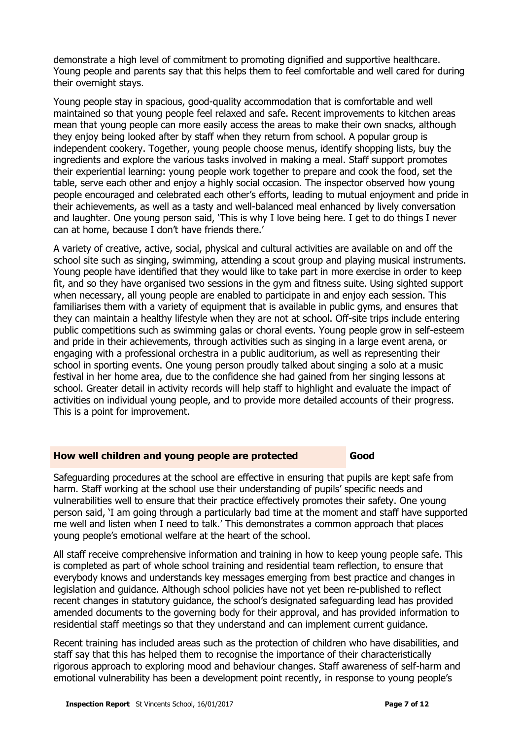demonstrate a high level of commitment to promoting dignified and supportive healthcare. Young people and parents say that this helps them to feel comfortable and well cared for during their overnight stays.

Young people stay in spacious, good-quality accommodation that is comfortable and well maintained so that young people feel relaxed and safe. Recent improvements to kitchen areas mean that young people can more easily access the areas to make their own snacks, although they enjoy being looked after by staff when they return from school. A popular group is independent cookery. Together, young people choose menus, identify shopping lists, buy the ingredients and explore the various tasks involved in making a meal. Staff support promotes their experiential learning: young people work together to prepare and cook the food, set the table, serve each other and enjoy a highly social occasion. The inspector observed how young people encouraged and celebrated each other's efforts, leading to mutual enjoyment and pride in their achievements, as well as a tasty and well-balanced meal enhanced by lively conversation and laughter. One young person said, 'This is why I love being here. I get to do things I never can at home, because I don't have friends there.'

A variety of creative, active, social, physical and cultural activities are available on and off the school site such as singing, swimming, attending a scout group and playing musical instruments. Young people have identified that they would like to take part in more exercise in order to keep fit, and so they have organised two sessions in the gym and fitness suite. Using sighted support when necessary, all young people are enabled to participate in and enjoy each session. This familiarises them with a variety of equipment that is available in public gyms, and ensures that they can maintain a healthy lifestyle when they are not at school. Off-site trips include entering public competitions such as swimming galas or choral events. Young people grow in self-esteem and pride in their achievements, through activities such as singing in a large event arena, or engaging with a professional orchestra in a public auditorium, as well as representing their school in sporting events. One young person proudly talked about singing a solo at a music festival in her home area, due to the confidence she had gained from her singing lessons at school. Greater detail in activity records will help staff to highlight and evaluate the impact of activities on individual young people, and to provide more detailed accounts of their progress. This is a point for improvement.

## How well children and young people are protected — Good

Safeguarding procedures at the school are effective in ensuring that pupils are kept safe from harm. Staff working at the school use their understanding of pupils' specific needs and vulnerabilities well to ensure that their practice effectively promotes their safety. One young person said, 'I am going through a particularly bad time at the moment and staff have supported me well and listen when I need to talk.' This demonstrates a common approach that places young people's emotional welfare at the heart of the school.

All staff receive comprehensive information and training in how to keep young people safe. This is completed as part of whole school training and residential team reflection, to ensure that everybody knows and understands key messages emerging from best practice and changes in legislation and guidance. Although school policies have not yet been re-published to reflect recent changes in statutory guidance, the school's designated safeguarding lead has provided amended documents to the governing body for their approval, and has provided information to residential staff meetings so that they understand and can implement current guidance.

Recent training has included areas such as the protection of children who have disabilities, and staff say that this has helped them to recognise the importance of their characteristically rigorous approach to exploring mood and behaviour changes. Staff awareness of self-harm and emotional vulnerability has been a development point recently, in response to young people's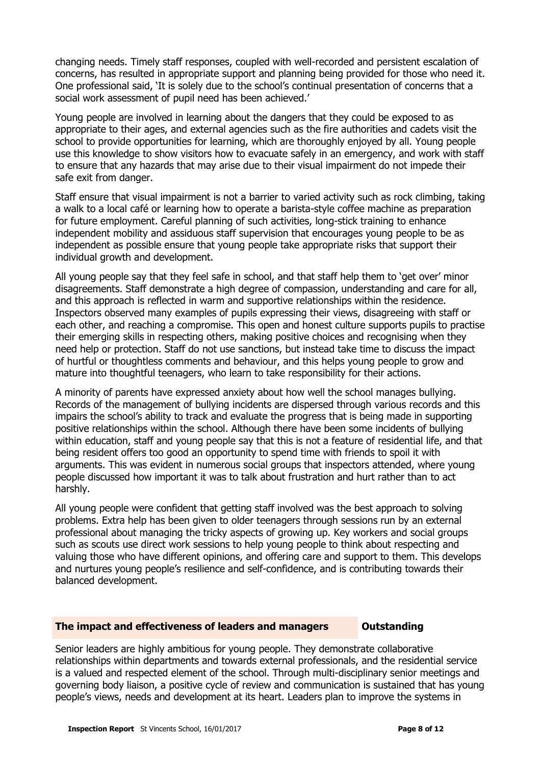changing needs. Timely staff responses, coupled with well-recorded and persistent escalation of concerns, has resulted in appropriate support and planning being provided for those who need it. One professional said, 'It is solely due to the school's continual presentation of concerns that a social work assessment of pupil need has been achieved.'

Young people are involved in learning about the dangers that they could be exposed to as appropriate to their ages, and external agencies such as the fire authorities and cadets visit the school to provide opportunities for learning, which are thoroughly enjoyed by all. Young people use this knowledge to show visitors how to evacuate safely in an emergency, and work with staff to ensure that any hazards that may arise due to their visual impairment do not impede their safe exit from danger.

Staff ensure that visual impairment is not a barrier to varied activity such as rock climbing, taking a walk to a local café or learning how to operate a barista-style coffee machine as preparation for future employment. Careful planning of such activities, long-stick training to enhance independent mobility and assiduous staff supervision that encourages young people to be as independent as possible ensure that young people take appropriate risks that support their individual growth and development.

All young people say that they feel safe in school, and that staff help them to 'get over' minor disagreements. Staff demonstrate a high degree of compassion, understanding and care for all, and this approach is reflected in warm and supportive relationships within the residence. Inspectors observed many examples of pupils expressing their views, disagreeing with staff or each other, and reaching a compromise. This open and honest culture supports pupils to practise their emerging skills in respecting others, making positive choices and recognising when they need help or protection. Staff do not use sanctions, but instead take time to discuss the impact of hurtful or thoughtless comments and behaviour, and this helps young people to grow and mature into thoughtful teenagers, who learn to take responsibility for their actions.

A minority of parents have expressed anxiety about how well the school manages bullying. Records of the management of bullying incidents are dispersed through various records and this impairs the school's ability to track and evaluate the progress that is being made in supporting positive relationships within the school. Although there have been some incidents of bullying within education, staff and young people say that this is not a feature of residential life, and that being resident offers too good an opportunity to spend time with friends to spoil it with arguments. This was evident in numerous social groups that inspectors attended, where young people discussed how important it was to talk about frustration and hurt rather than to act harshly.

All young people were confident that getting staff involved was the best approach to solving problems. Extra help has been given to older teenagers through sessions run by an external professional about managing the tricky aspects of growing up. Key workers and social groups such as scouts use direct work sessions to help young people to think about respecting and valuing those who have different opinions, and offering care and support to them. This develops and nurtures young people's resilience and self-confidence, and is contributing towards their balanced development.

## The impact and effectiveness of leaders and managers — Outstanding

Senior leaders are highly ambitious for young people. They demonstrate collaborative relationships within departments and towards external professionals, and the residential service is a valued and respected element of the school. Through multi-disciplinary senior meetings and governing body liaison, a positive cycle of review and communication is sustained that has young people's views, needs and development at its heart. Leaders plan to improve the systems in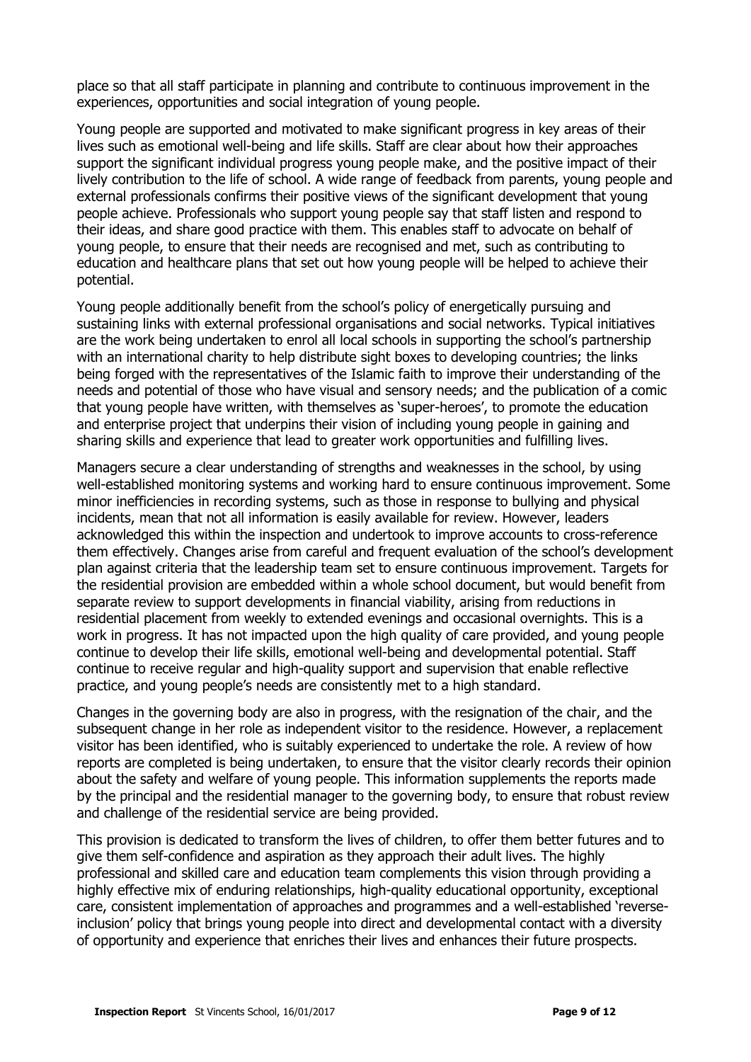place so that all staff participate in planning and contribute to continuous improvement in the experiences, opportunities and social integration of young people.

Young people are supported and motivated to make significant progress in key areas of their lives such as emotional well-being and life skills. Staff are clear about how their approaches support the significant individual progress young people make, and the positive impact of their lively contribution to the life of school. A wide range of feedback from parents, young people and external professionals confirms their positive views of the significant development that young people achieve. Professionals who support young people say that staff listen and respond to their ideas, and share good practice with them. This enables staff to advocate on behalf of young people, to ensure that their needs are recognised and met, such as contributing to education and healthcare plans that set out how young people will be helped to achieve their potential.

Young people additionally benefit from the school's policy of energetically pursuing and sustaining links with external professional organisations and social networks. Typical initiatives are the work being undertaken to enrol all local schools in supporting the school's partnership with an international charity to help distribute sight boxes to developing countries; the links being forged with the representatives of the Islamic faith to improve their understanding of the needs and potential of those who have visual and sensory needs; and the publication of a comic that young people have written, with themselves as 'super-heroes', to promote the education and enterprise project that underpins their vision of including young people in gaining and sharing skills and experience that lead to greater work opportunities and fulfilling lives.

Managers secure a clear understanding of strengths and weaknesses in the school, by using well-established monitoring systems and working hard to ensure continuous improvement. Some minor inefficiencies in recording systems, such as those in response to bullying and physical incidents, mean that not all information is easily available for review. However, leaders acknowledged this within the inspection and undertook to improve accounts to cross-reference them effectively. Changes arise from careful and frequent evaluation of the school's development plan against criteria that the leadership team set to ensure continuous improvement. Targets for the residential provision are embedded within a whole school document, but would benefit from separate review to support developments in financial viability, arising from reductions in residential placement from weekly to extended evenings and occasional overnights. This is a work in progress. It has not impacted upon the high quality of care provided, and young people continue to develop their life skills, emotional well-being and developmental potential. Staff continue to receive regular and high-quality support and supervision that enable reflective practice, and young people's needs are consistently met to a high standard.

Changes in the governing body are also in progress, with the resignation of the chair, and the subsequent change in her role as independent visitor to the residence. However, a replacement visitor has been identified, who is suitably experienced to undertake the role. A review of how reports are completed is being undertaken, to ensure that the visitor clearly records their opinion about the safety and welfare of young people. This information supplements the reports made by the principal and the residential manager to the governing body, to ensure that robust review and challenge of the residential service are being provided.

This provision is dedicated to transform the lives of children, to offer them better futures and to give them self-confidence and aspiration as they approach their adult lives. The highly professional and skilled care and education team complements this vision through providing a highly effective mix of enduring relationships, high-quality educational opportunity, exceptional care, consistent implementation of approaches and programmes and a well-established 'reverse-inclusion' policy that brings young people into direct and developmental contact with a diversity of opportunity and experience that enriches their lives and enhances their future prospects.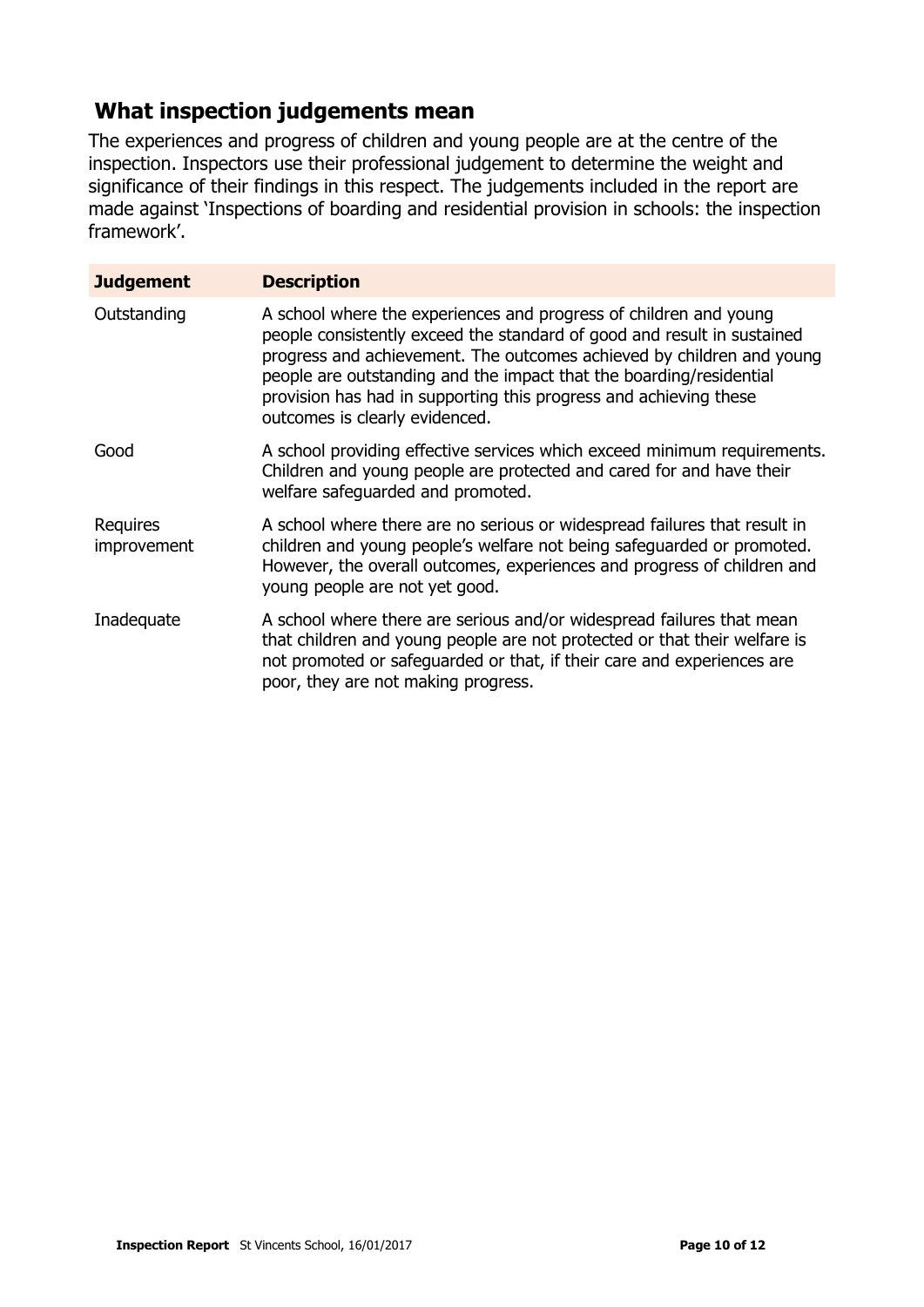## What inspection judgements mean

The experiences and progress of children and young people are at the centre of the inspection. Inspectors use their professional judgement to determine the weight and significance of their findings in this respect. The judgements included in the report are made against 'Inspections of boarding and residential provision in schools: the inspection framework'.

| Judgement | Description |
| --- | --- |
| Outstanding | A school where the experiences and progress of children and young people consistently exceed the standard of good and result in sustained progress and achievement. The outcomes achieved by children and young people are outstanding and the impact that the boarding/residential provision has had in supporting this progress and achieving these outcomes is clearly evidenced. |
| Good | A school providing effective services which exceed minimum requirements. Children and young people are protected and cared for and have their welfare safeguarded and promoted. |
| Requires improvement | A school where there are no serious or widespread failures that result in children and young people's welfare not being safeguarded or promoted. However, the overall outcomes, experiences and progress of children and young people are not yet good. |
| Inadequate | A school where there are serious and/or widespread failures that mean that children and young people are not protected or that their welfare is not promoted or safeguarded or that, if their care and experiences are poor, they are not making progress. |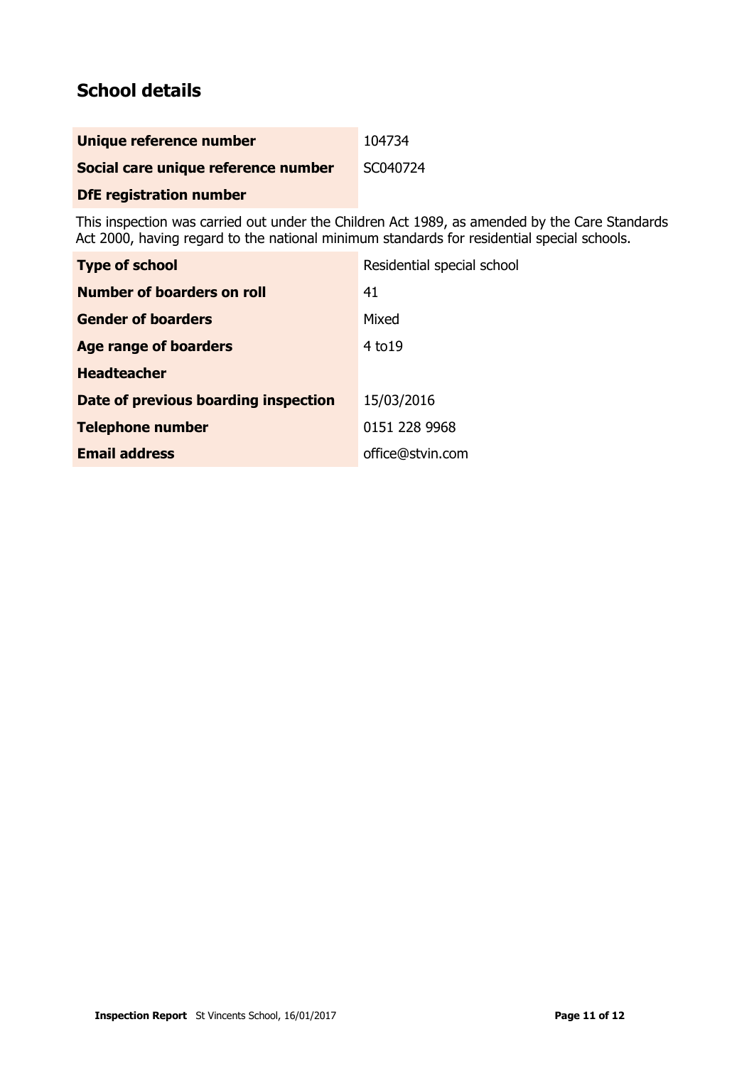## School details

| | |
|---|---|
| **Unique reference number** | 104734 |
| **Social care unique reference number** | SC040724 |
| **DfE registration number** | |

This inspection was carried out under the Children Act 1989, as amended by the Care Standards Act 2000, having regard to the national minimum standards for residential special schools.

| | |
|---|---|
| **Type of school** | Residential special school |
| **Number of boarders on roll** | 41 |
| **Gender of boarders** | Mixed |
| **Age range of boarders** | 4 to19 |
| **Headteacher** | |
| **Date of previous boarding inspection** | 15/03/2016 |
| **Telephone number** | 0151 228 9968 |
| **Email address** | office@stvin.com |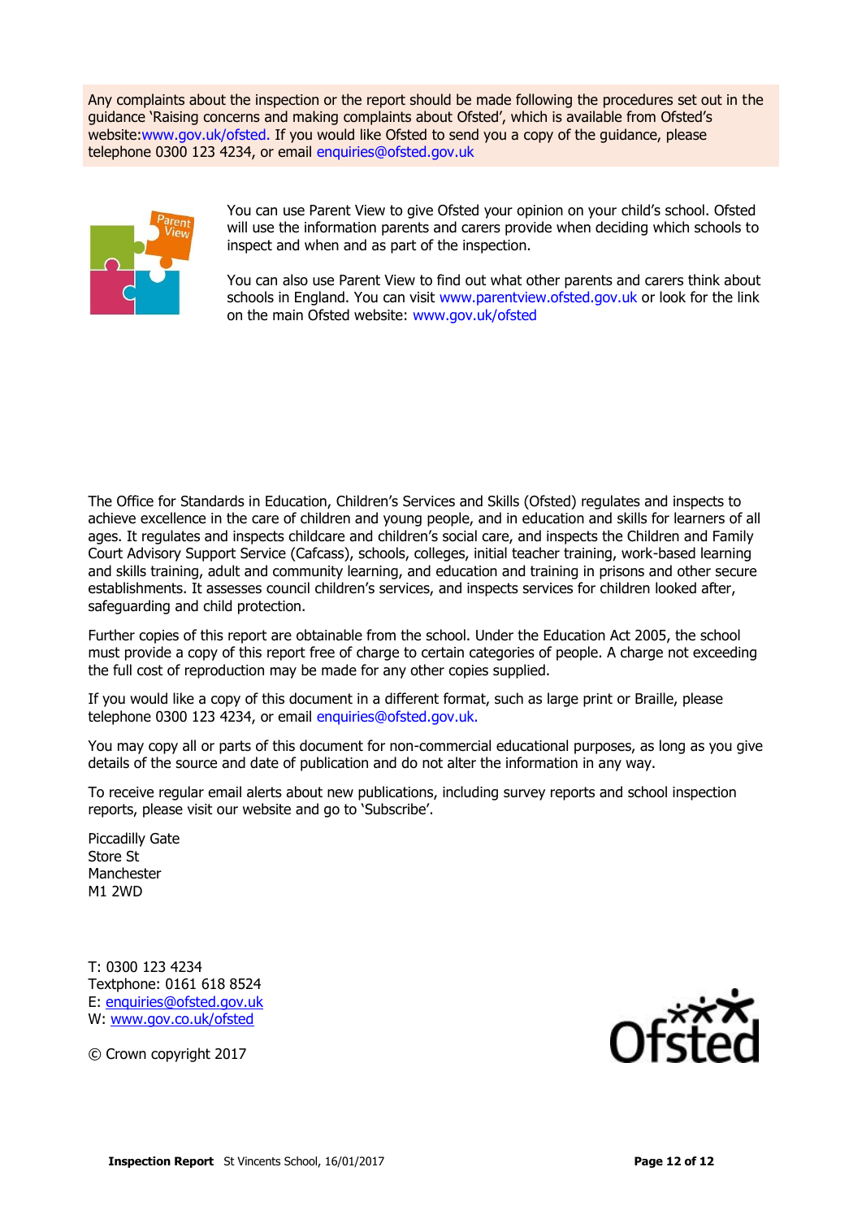Any complaints about the inspection or the report should be made following the procedures set out in the guidance 'Raising concerns and making complaints about Ofsted', which is available from Ofsted's website:www.gov.uk/ofsted. If you would like Ofsted to send you a copy of the guidance, please telephone 0300 123 4234, or email enquiries@ofsted.gov.uk

You can use Parent View to give Ofsted your opinion on your child's school. Ofsted will use the information parents and carers provide when deciding which schools to inspect and when and as part of the inspection.

You can also use Parent View to find out what other parents and carers think about schools in England. You can visit www.parentview.ofsted.gov.uk or look for the link on the main Ofsted website: www.gov.uk/ofsted

The Office for Standards in Education, Children's Services and Skills (Ofsted) regulates and inspects to achieve excellence in the care of children and young people, and in education and skills for learners of all ages. It regulates and inspects childcare and children's social care, and inspects the Children and Family Court Advisory Support Service (Cafcass), schools, colleges, initial teacher training, work-based learning and skills training, adult and community learning, and education and training in prisons and other secure establishments. It assesses council children's services, and inspects services for children looked after, safeguarding and child protection.

Further copies of this report are obtainable from the school. Under the Education Act 2005, the school must provide a copy of this report free of charge to certain categories of people. A charge not exceeding the full cost of reproduction may be made for any other copies supplied.

If you would like a copy of this document in a different format, such as large print or Braille, please telephone 0300 123 4234, or email enquiries@ofsted.gov.uk.

You may copy all or parts of this document for non-commercial educational purposes, as long as you give details of the source and date of publication and do not alter the information in any way.

To receive regular email alerts about new publications, including survey reports and school inspection reports, please visit our website and go to 'Subscribe'.

Piccadilly Gate
Store St
Manchester
M1 2WD

T: 0300 123 4234
Textphone: 0161 618 8524
E: enquiries@ofsted.gov.uk
W: www.gov.co.uk/ofsted

© Crown copyright 2017